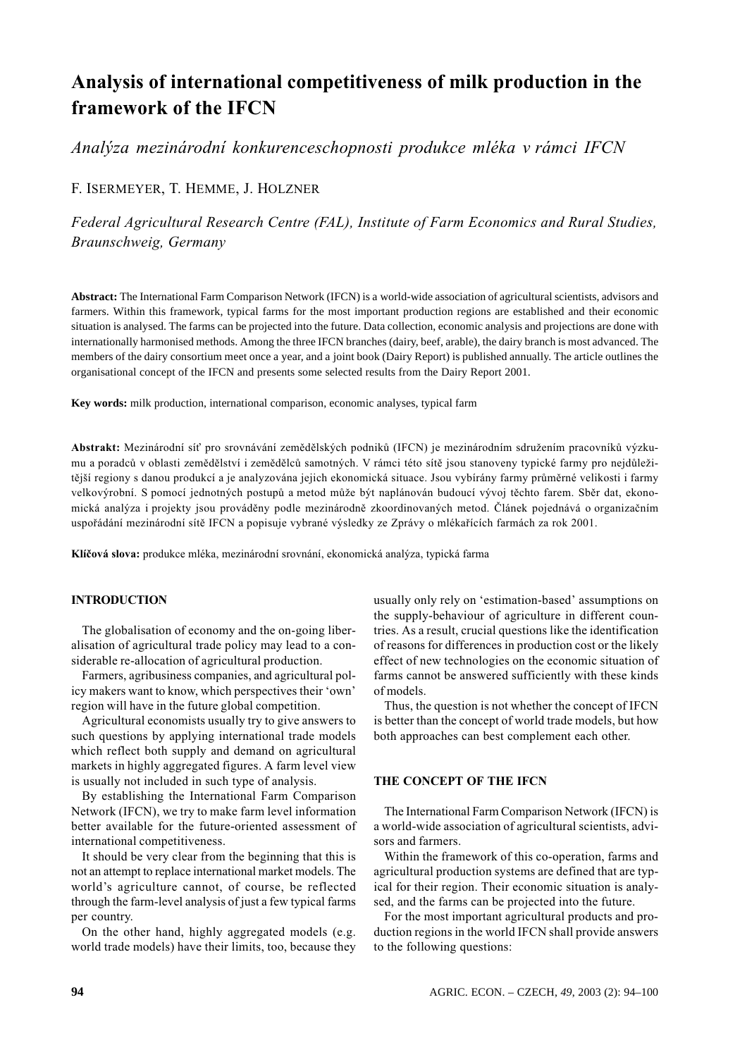# Analysis of international competitiveness of milk production in the framework of the IFCN

*Analýza mezinárodní konkurenceschopnosti produkce mléka v rámci IFCN*

F. ISERMEYER, T. HEMME, J. HOLZNER

*Federal Agricultural Research Centre (FAL), Institute of Farm Economics and Rural Studies, Braunschweig, Germany*

**Abstract:** The International Farm Comparison Network (IFCN) is a world-wide association of agricultural scientists, advisors and farmers. Within this framework, typical farms for the most important production regions are established and their economic situation is analysed. The farms can be projected into the future. Data collection, economic analysis and projections are done with internationally harmonised methods. Among the three IFCN branches (dairy, beef, arable), the dairy branch is most advanced. The members of the dairy consortium meet once a year, and a joint book (Dairy Report) is published annually. The article outlines the organisational concept of the IFCN and presents some selected results from the Dairy Report 2001.

**Key words:** milk production, international comparison, economic analyses, typical farm

**Abstrakt:** Mezinárodní síť pro srovnávání zemědělských podniků (IFCN) je mezinárodním sdružením pracovníků výzkumu a poradců v oblasti zemědělství i zemědělců samotných. V rámci této sítě jsou stanoveny typické farmy pro nejdůležitější regiony s danou produkcí a je analyzována jejich ekonomická situace. Jsou vybírány farmy průměrné velikosti i farmy velkovýrobní. S pomocí jednotných postupů a metod může být naplánován budoucí vývoj těchto farem. Sběr dat, ekonomická analýza i projekty jsou prováděny podle mezinárodně zkoordinovaných metod. Článek pojednává o organizačním uspořádání mezinárodní sítě IFCN a popisuje vybrané výsledky ze Zprávy o mlékařících farmách za rok 2001.

**Klíčová slova:** produkce mléka, mezinárodní srovnání, ekonomická analýza, typická farma

## INTRODUCTION

The globalisation of economy and the on-going liberalisation of agricultural trade policy may lead to a considerable re-allocation of agricultural production.

Farmers, agribusiness companies, and agricultural policy makers want to know, which perspectives their 'own' region will have in the future global competition.

Agricultural economists usually try to give answers to such questions by applying international trade models which reflect both supply and demand on agricultural markets in highly aggregated figures. A farm level view is usually not included in such type of analysis.

By establishing the International Farm Comparison Network (IFCN), we try to make farm level information better available for the future-oriented assessment of international competitiveness.

It should be very clear from the beginning that this is not an attempt to replace international market models. The world's agriculture cannot, of course, be reflected through the farm-level analysis of just a few typical farms per country.

On the other hand, highly aggregated models (e.g. world trade models) have their limits, too, because they usually only rely on 'estimation-based' assumptions on the supply-behaviour of agriculture in different countries. As a result, crucial questions like the identification of reasons for differences in production cost or the likely effect of new technologies on the economic situation of farms cannot be answered sufficiently with these kinds of models.

Thus, the question is not whether the concept of IFCN is better than the concept of world trade models, but how both approaches can best complement each other.

## THE CONCEPT OF THE IFCN

The International Farm Comparison Network (IFCN) is a world-wide association of agricultural scientists, advisors and farmers.

Within the framework of this co-operation, farms and agricultural production systems are defined that are typical for their region. Their economic situation is analysed, and the farms can be projected into the future.

For the most important agricultural products and production regions in the world IFCN shall provide answers to the following questions: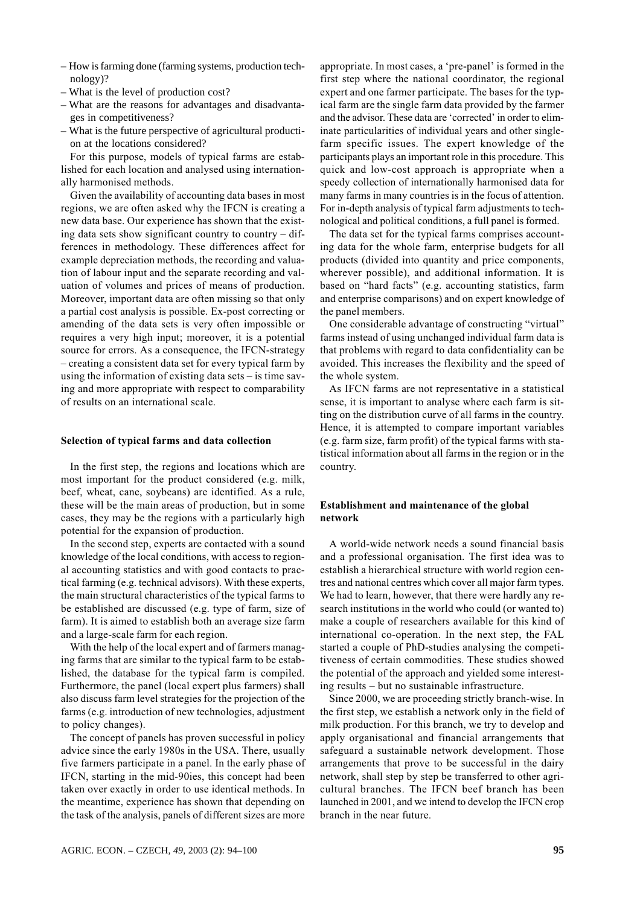– How is farming done (farming systems, production technology)?
– What is the level of production cost?
– What are the reasons for advantages and disadvantages in competitiveness?
– What is the future perspective of agricultural production at the locations considered?

For this purpose, models of typical farms are established for each location and analysed using internationally harmonised methods.

Given the availability of accounting data bases in most regions, we are often asked why the IFCN is creating a new data base. Our experience has shown that the existing data sets show significant country to country – differences in methodology. These differences affect for example depreciation methods, the recording and valuation of labour input and the separate recording and valuation of volumes and prices of means of production. Moreover, important data are often missing so that only a partial cost analysis is possible. Ex-post correcting or amending of the data sets is very often impossible or requires a very high input; moreover, it is a potential source for errors. As a consequence, the IFCN-strategy – creating a consistent data set for every typical farm by using the information of existing data sets – is time saving and more appropriate with respect to comparability of results on an international scale.

### Selection of typical farms and data collection

In the first step, the regions and locations which are most important for the product considered (e.g. milk, beef, wheat, cane, soybeans) are identified. As a rule, these will be the main areas of production, but in some cases, they may be the regions with a particularly high potential for the expansion of production.

In the second step, experts are contacted with a sound knowledge of the local conditions, with access to regional accounting statistics and with good contacts to practical farming (e.g. technical advisors). With these experts, the main structural characteristics of the typical farms to be established are discussed (e.g. type of farm, size of farm). It is aimed to establish both an average size farm and a large-scale farm for each region.

With the help of the local expert and of farmers managing farms that are similar to the typical farm to be established, the database for the typical farm is compiled. Furthermore, the panel (local expert plus farmers) shall also discuss farm level strategies for the projection of the farms (e.g. introduction of new technologies, adjustment to policy changes).

The concept of panels has proven successful in policy advice since the early 1980s in the USA. There, usually five farmers participate in a panel. In the early phase of IFCN, starting in the mid-90ies, this concept had been taken over exactly in order to use identical methods. In the meantime, experience has shown that depending on the task of the analysis, panels of different sizes are more appropriate. In most cases, a 'pre-panel' is formed in the first step where the national coordinator, the regional expert and one farmer participate. The bases for the typical farm are the single farm data provided by the farmer and the advisor. These data are 'corrected' in order to eliminate particularities of individual years and other single-farm specific issues. The expert knowledge of the participants plays an important role in this procedure. This quick and low-cost approach is appropriate when a speedy collection of internationally harmonised data for many farms in many countries is in the focus of attention. For in-depth analysis of typical farm adjustments to technological and political conditions, a full panel is formed.

The data set for the typical farms comprises accounting data for the whole farm, enterprise budgets for all products (divided into quantity and price components, wherever possible), and additional information. It is based on "hard facts" (e.g. accounting statistics, farm and enterprise comparisons) and on expert knowledge of the panel members.

One considerable advantage of constructing "virtual" farms instead of using unchanged individual farm data is that problems with regard to data confidentiality can be avoided. This increases the flexibility and the speed of the whole system.

As IFCN farms are not representative in a statistical sense, it is important to analyse where each farm is sitting on the distribution curve of all farms in the country. Hence, it is attempted to compare important variables (e.g. farm size, farm profit) of the typical farms with statistical information about all farms in the region or in the country.

### Establishment and maintenance of the global network

A world-wide network needs a sound financial basis and a professional organisation. The first idea was to establish a hierarchical structure with world region centres and national centres which cover all major farm types. We had to learn, however, that there were hardly any research institutions in the world who could (or wanted to) make a couple of researchers available for this kind of international co-operation. In the next step, the FAL started a couple of PhD-studies analysing the competitiveness of certain commodities. These studies showed the potential of the approach and yielded some interesting results – but no sustainable infrastructure.

Since 2000, we are proceeding strictly branch-wise. In the first step, we establish a network only in the field of milk production. For this branch, we try to develop and apply organisational and financial arrangements that safeguard a sustainable network development. Those arrangements that prove to be successful in the dairy network, shall step by step be transferred to other agricultural branches. The IFCN beef branch has been launched in 2001, and we intend to develop the IFCN crop branch in the near future.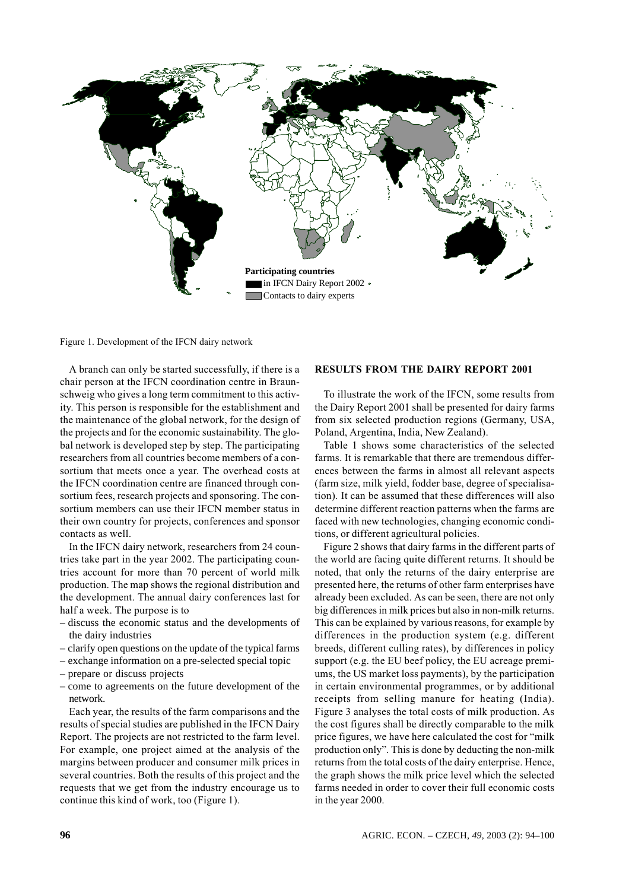Participating countries

in IFCN Dairy Report 2002

Contacts to dairy experts

Figure 1. Development of the IFCN dairy network

A branch can only be started successfully, if there is a chair person at the IFCN coordination centre in Braunschweig who gives a long term commitment to this activity. This person is responsible for the establishment and the maintenance of the global network, for the design of the projects and for the economic sustainability. The global network is developed step by step. The participating researchers from all countries become members of a consortium that meets once a year. The overhead costs at the IFCN coordination centre are financed through consortium fees, research projects and sponsoring. The consortium members can use their IFCN member status in their own country for projects, conferences and sponsor contacts as well.

In the IFCN dairy network, researchers from 24 countries take part in the year 2002. The participating countries account for more than 70 percent of world milk production. The map shows the regional distribution and the development. The annual dairy conferences last for half a week. The purpose is to

- discuss the economic status and the developments of the dairy industries
- clarify open questions on the update of the typical farms
- exchange information on a pre-selected special topic
- prepare or discuss projects
- come to agreements on the future development of the network.

Each year, the results of the farm comparisons and the results of special studies are published in the IFCN Dairy Report. The projects are not restricted to the farm level. For example, one project aimed at the analysis of the margins between producer and consumer milk prices in several countries. Both the results of this project and the requests that we get from the industry encourage us to continue this kind of work, too (Figure 1).

## RESULTS FROM THE DAIRY REPORT 2001

To illustrate the work of the IFCN, some results from the Dairy Report 2001 shall be presented for dairy farms from six selected production regions (Germany, USA, Poland, Argentina, India, New Zealand).

Table 1 shows some characteristics of the selected farms. It is remarkable that there are tremendous differences between the farms in almost all relevant aspects (farm size, milk yield, fodder base, degree of specialisation). It can be assumed that these differences will also determine different reaction patterns when the farms are faced with new technologies, changing economic conditions, or different agricultural policies.

Figure 2 shows that dairy farms in the different parts of the world are facing quite different returns. It should be noted, that only the returns of the dairy enterprise are presented here, the returns of other farm enterprises have already been excluded. As can be seen, there are not only big differences in milk prices but also in non-milk returns. This can be explained by various reasons, for example by differences in the production system (e.g. different breeds, different culling rates), by differences in policy support (e.g. the EU beef policy, the EU acreage premiums, the US market loss payments), by the participation in certain environmental programmes, or by additional receipts from selling manure for heating (India). Figure 3 analyses the total costs of milk production. As the cost figures shall be directly comparable to the milk price figures, we have here calculated the cost for "milk production only". This is done by deducting the non-milk returns from the total costs of the dairy enterprise. Hence, the graph shows the milk price level which the selected farms needed in order to cover their full economic costs in the year 2000.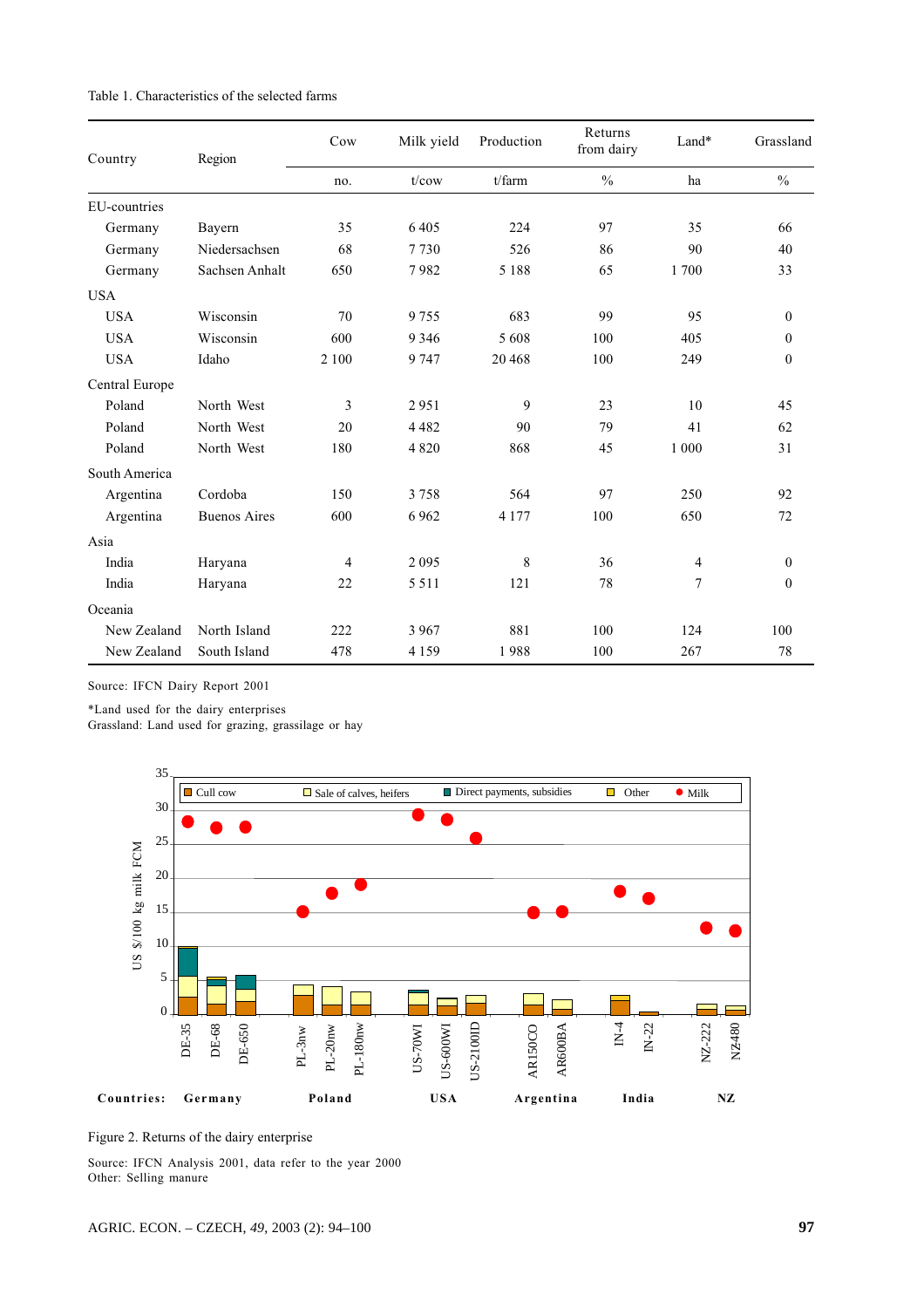Table 1. Characteristics of the selected farms

| Country | Region | Cow | Milk yield | Production | Returns from dairy | Land* | Grassland |
|---|---|---|---|---|---|---|---|
| | | no. | t/cow | t/farm | % | ha | % |
| EU-countries | | | | | | | |
| Germany | Bayern | 35 | 6 405 | 224 | 97 | 35 | 66 |
| Germany | Niedersachsen | 68 | 7 730 | 526 | 86 | 90 | 40 |
| Germany | Sachsen Anhalt | 650 | 7 982 | 5 188 | 65 | 1 700 | 33 |
| USA | | | | | | | |
| USA | Wisconsin | 70 | 9 755 | 683 | 99 | 95 | 0 |
| USA | Wisconsin | 600 | 9 346 | 5 608 | 100 | 405 | 0 |
| USA | Idaho | 2 100 | 9 747 | 20 468 | 100 | 249 | 0 |
| Central Europe | | | | | | | |
| Poland | North West | 3 | 2 951 | 9 | 23 | 10 | 45 |
| Poland | North West | 20 | 4 482 | 90 | 79 | 41 | 62 |
| Poland | North West | 180 | 4 820 | 868 | 45 | 1 000 | 31 |
| South America | | | | | | | |
| Argentina | Cordoba | 150 | 3 758 | 564 | 97 | 250 | 92 |
| Argentina | Buenos Aires | 600 | 6 962 | 4 177 | 100 | 650 | 72 |
| Asia | | | | | | | |
| India | Haryana | 4 | 2 095 | 8 | 36 | 4 | 0 |
| India | Haryana | 22 | 5 511 | 121 | 78 | 7 | 0 |
| Oceania | | | | | | | |
| New Zealand | North Island | 222 | 3 967 | 881 | 100 | 124 | 100 |
| New Zealand | South Island | 478 | 4 159 | 1 988 | 100 | 267 | 78 |

Source: IFCN Dairy Report 2001

*Land used for the dairy enterprises
Grassland: Land used for grazing, grassilage or hay

Figure 2. Returns of the dairy enterprise

Source: IFCN Analysis 2001, data refer to the year 2000
Other: Selling manure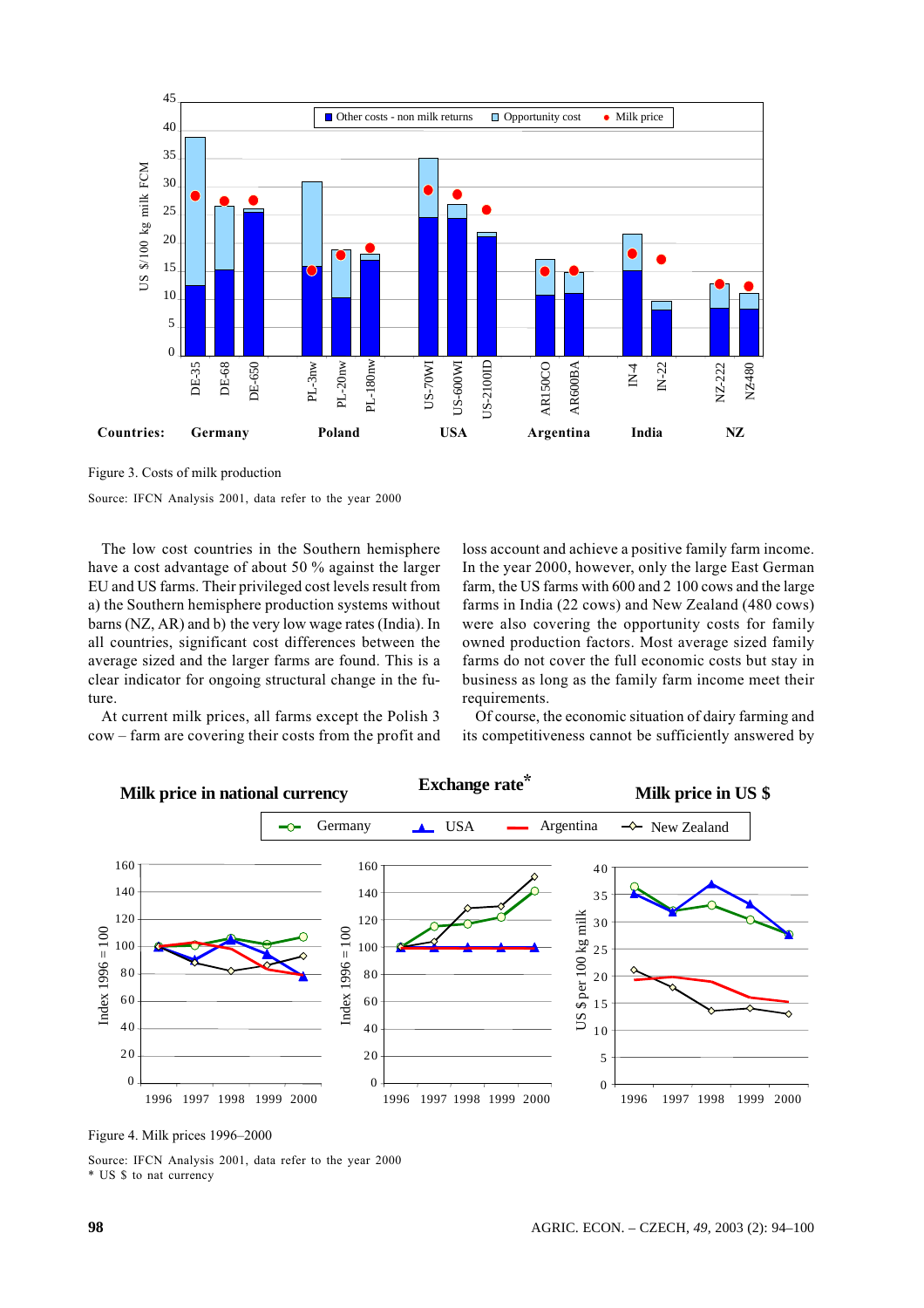Figure 3. Costs of milk production

Source: IFCN Analysis 2001, data refer to the year 2000

The low cost countries in the Southern hemisphere have a cost advantage of about 50 % against the larger EU and US farms. Their privileged cost levels result from a) the Southern hemisphere production systems without barns (NZ, AR) and b) the very low wage rates (India). In all countries, significant cost differences between the average sized and the larger farms are found. This is a clear indicator for ongoing structural change in the future.

At current milk prices, all farms except the Polish 3 cow – farm are covering their costs from the profit and loss account and achieve a positive family farm income. In the year 2000, however, only the large East German farm, the US farms with 600 and 2 100 cows and the large farms in India (22 cows) and New Zealand (480 cows) were also covering the opportunity costs for family owned production factors. Most average sized family farms do not cover the full economic costs but stay in business as long as the family farm income meet their requirements.

Of course, the economic situation of dairy farming and its competitiveness cannot be sufficiently answered by

Figure 4. Milk prices 1996–2000

Source: IFCN Analysis 2001, data refer to the year 2000
\* US $ to nat currency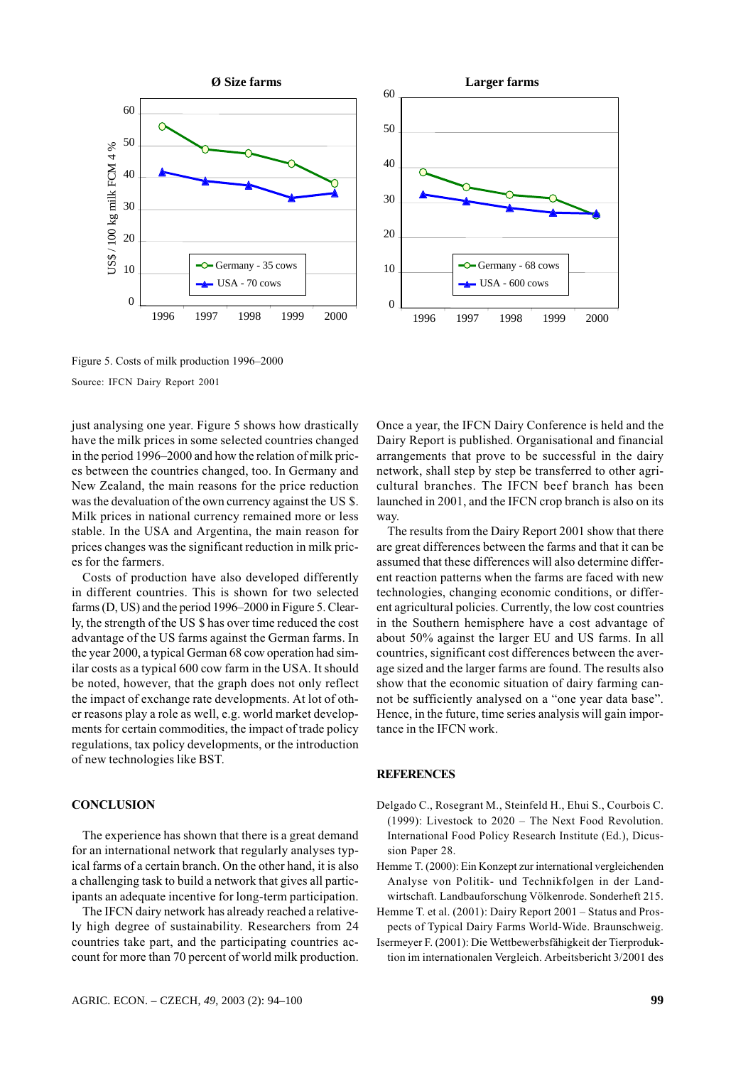Figure 5. Costs of milk production 1996–2000

Source: IFCN Dairy Report 2001

just analysing one year. Figure 5 shows how drastically have the milk prices in some selected countries changed in the period 1996–2000 and how the relation of milk prices between the countries changed, too. In Germany and New Zealand, the main reasons for the price reduction was the devaluation of the own currency against the US $. Milk prices in national currency remained more or less stable. In the USA and Argentina, the main reason for prices changes was the significant reduction in milk prices for the farmers.

Costs of production have also developed differently in different countries. This is shown for two selected farms (D, US) and the period 1996–2000 in Figure 5. Clearly, the strength of the US $ has over time reduced the cost advantage of the US farms against the German farms. In the year 2000, a typical German 68 cow operation had similar costs as a typical 600 cow farm in the USA. It should be noted, however, that the graph does not only reflect the impact of exchange rate developments. At lot of other reasons play a role as well, e.g. world market developments for certain commodities, the impact of trade policy regulations, tax policy developments, or the introduction of new technologies like BST.

## CONCLUSION

The experience has shown that there is a great demand for an international network that regularly analyses typical farms of a certain branch. On the other hand, it is also a challenging task to build a network that gives all participants an adequate incentive for long-term participation.

The IFCN dairy network has already reached a relatively high degree of sustainability. Researchers from 24 countries take part, and the participating countries account for more than 70 percent of world milk production. Once a year, the IFCN Dairy Conference is held and the Dairy Report is published. Organisational and financial arrangements that prove to be successful in the dairy network, shall step by step be transferred to other agricultural branches. The IFCN beef branch has been launched in 2001, and the IFCN crop branch is also on its way.

The results from the Dairy Report 2001 show that there are great differences between the farms and that it can be assumed that these differences will also determine different reaction patterns when the farms are faced with new technologies, changing economic conditions, or different agricultural policies. Currently, the low cost countries in the Southern hemisphere have a cost advantage of about 50% against the larger EU and US farms. In all countries, significant cost differences between the average sized and the larger farms are found. The results also show that the economic situation of dairy farming cannot be sufficiently analysed on a "one year data base". Hence, in the future, time series analysis will gain importance in the IFCN work.

## REFERENCES

Delgado C., Rosegrant M., Steinfeld H., Ehui S., Courbois C. (1999): Livestock to 2020 – The Next Food Revolution. International Food Policy Research Institute (Ed.), Dicussion Paper 28.

Hemme T. (2000): Ein Konzept zur international vergleichenden Analyse von Politik- und Technikfolgen in der Landwirtschaft. Landbauforschung Völkenrode. Sonderheft 215.

Hemme T. et al. (2001): Dairy Report 2001 – Status and Prospects of Typical Dairy Farms World-Wide. Braunschweig.

Isermeyer F. (2001): Die Wettbewerbsfähigkeit der Tierproduktion im internationalen Vergleich. Arbeitsbericht 3/2001 des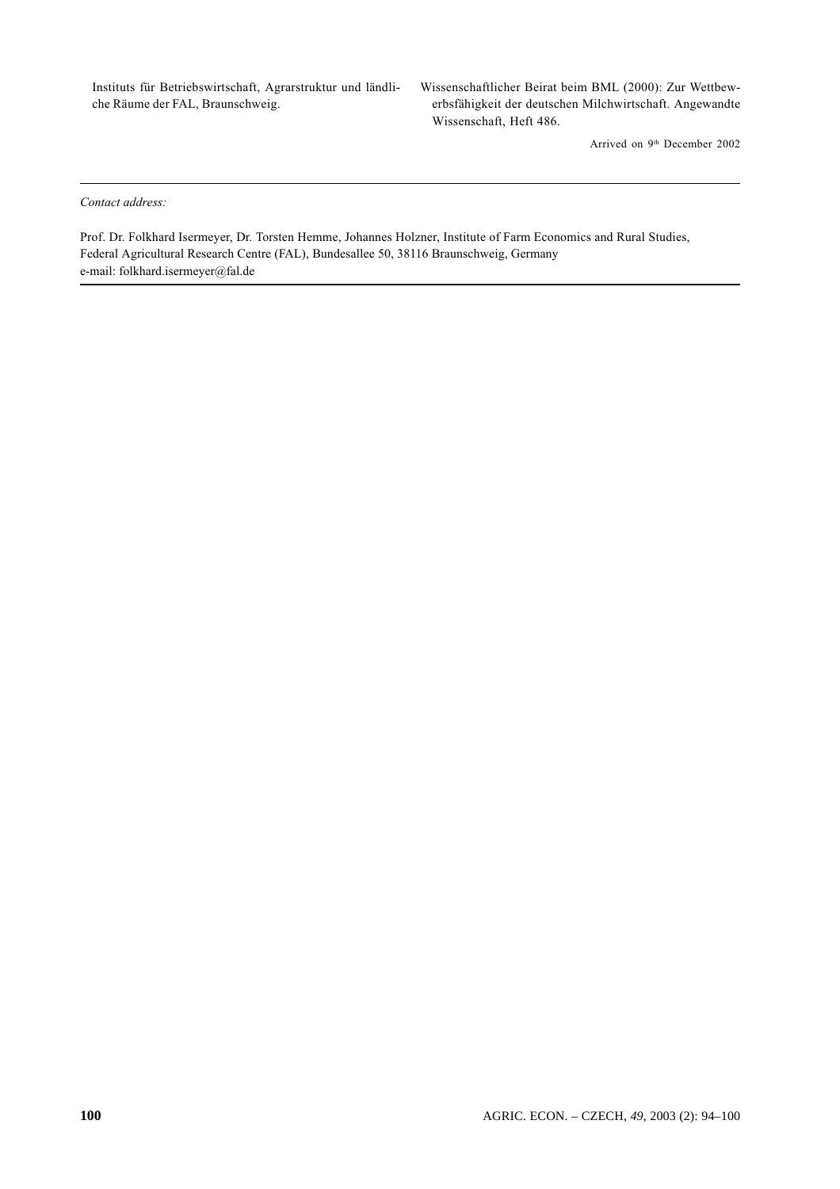Instituts für Betriebswirtschaft, Agrarstruktur und ländliche Räume der FAL, Braunschweig.

Wissenschaftlicher Beirat beim BML (2000): Zur Wettbewerbsfähigkeit der deutschen Milchwirtschaft. Angewandte Wissenschaft, Heft 486.

Arrived on 9th December 2002

---

*Contact address:*

Prof. Dr. Folkhard Isermeyer, Dr. Torsten Hemme, Johannes Holzner, Institute of Farm Economics and Rural Studies, Federal Agricultural Research Centre (FAL), Bundesallee 50, 38116 Braunschweig, Germany
e-mail: folkhard.isermeyer@fal.de